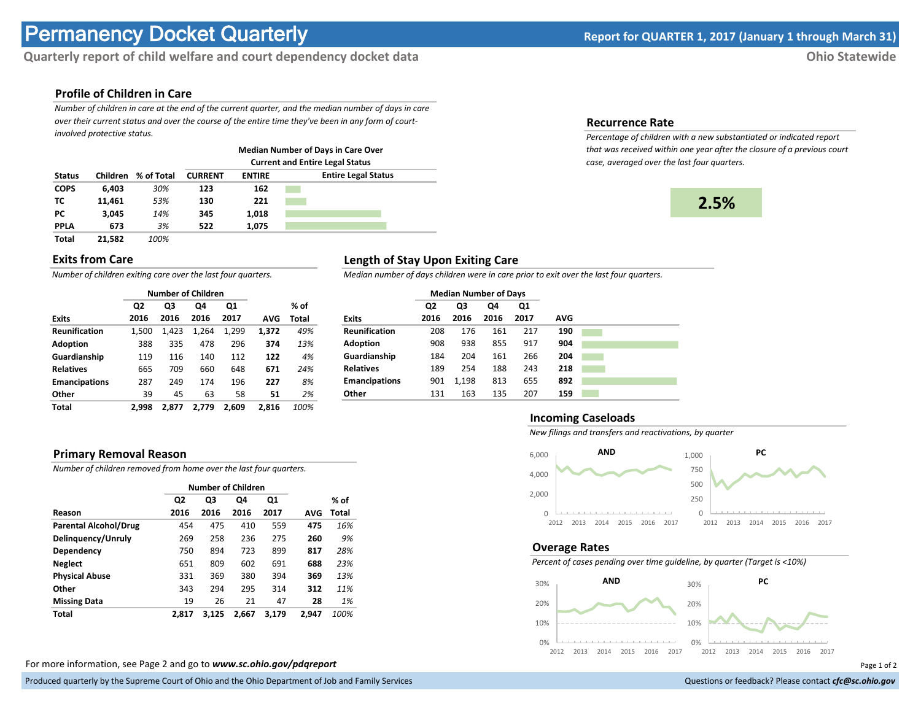# Permanency Docket Quarterly

**Report for QUARTER 1, 2017 (January 1 through March 31)**

**Quarterly report of child welfare and court dependency docket data**

**Ohio Statewide**

## Profile of Children in Care

*Number of children in care at the end of the current quarter, and the median number of days in care over their current status and over the course of the entire time they've been in any form of court-involved protective status.*

| | | | Median Number of Days in Care Over Current and Entire Legal Status | | |
|---|---|---|---|---|---|
| **Status** | **Children** | **% of Total** | **CURRENT** | **ENTIRE** | **Entire Legal Status** |
| **COPS** | **6,403** | *30%* | **123** | **162** | |
| **TC** | **11,461** | *53%* | **130** | **221** | |
| **PC** | **3,045** | *14%* | **345** | **1,018** | |
| **PPLA** | **673** | *3%* | **522** | **1,075** | |
| **Total** | **21,582** | *100%* | | | |

## Recurrence Rate

*Percentage of children with a new substantiated or indicated report that was received within one year after the closure of a previous court case, averaged over the last four quarters.*

**2.5%**

## Exits from Care

*Number of children exiting care over the last four quarters.*

| | Number of Children | | | | | |
|---|---|---|---|---|---|---|
| **Exits** | **Q2 2016** | **Q3 2016** | **Q4 2016** | **Q1 2017** | **AVG** | **% of Total** |
| **Reunification** | 1,500 | 1,423 | 1,264 | 1,299 | **1,372** | *49%* |
| **Adoption** | 388 | 335 | 478 | 296 | **374** | *13%* |
| **Guardianship** | 119 | 116 | 140 | 112 | **122** | *4%* |
| **Relatives** | 665 | 709 | 660 | 648 | **671** | *24%* |
| **Emancipations** | 287 | 249 | 174 | 196 | **227** | *8%* |
| **Other** | 39 | 45 | 63 | 58 | **51** | *2%* |
| **Total** | **2,998** | **2,877** | **2,779** | **2,609** | **2,816** | *100%* |

## Length of Stay Upon Exiting Care

*Median number of days children were in care prior to exit over the last four quarters.*

| | Median Number of Days | | | | |
|---|---|---|---|---|---|
| **Exits** | **Q2 2016** | **Q3 2016** | **Q4 2016** | **Q1 2017** | **AVG** |
| **Reunification** | 208 | 176 | 161 | 217 | **190** |
| **Adoption** | 908 | 938 | 855 | 917 | **904** |
| **Guardianship** | 184 | 204 | 161 | 266 | **204** |
| **Relatives** | 189 | 254 | 188 | 243 | **218** |
| **Emancipations** | 901 | 1,198 | 813 | 655 | **892** |
| **Other** | 131 | 163 | 135 | 207 | **159** |

## Incoming Caseloads

*New filings and transfers and reactivations, by quarter*

AND / PC

## Primary Removal Reason

*Number of children removed from home over the last four quarters.*

| | Number of Children | | | | | |
|---|---|---|---|---|---|---|
| **Reason** | **Q2 2016** | **Q3 2016** | **Q4 2016** | **Q1 2017** | **AVG** | **% of Total** |
| **Parental Alcohol/Drug** | 454 | 475 | 410 | 559 | **475** | *16%* |
| **Delinquency/Unruly** | 269 | 258 | 236 | 275 | **260** | *9%* |
| **Dependency** | 750 | 894 | 723 | 899 | **817** | *28%* |
| **Neglect** | 651 | 809 | 602 | 691 | **688** | *23%* |
| **Physical Abuse** | 331 | 369 | 380 | 394 | **369** | *13%* |
| **Other** | 343 | 294 | 295 | 314 | **312** | *11%* |
| **Missing Data** | 19 | 26 | 21 | 47 | **28** | *1%* |
| **Total** | **2,817** | **3,125** | **2,667** | **3,179** | **2,947** | *100%* |

## Overage Rates

*Percent of cases pending over time guideline, by quarter (Target is <10%)*

AND / PC

For more information, see Page 2 and go to ***www.sc.ohio.gov/pdqreport***

Produced quarterly by the Supreme Court of Ohio and the Ohio Department of Job and Family Services

Questions or feedback? Please contact ***cfc@sc.ohio.gov***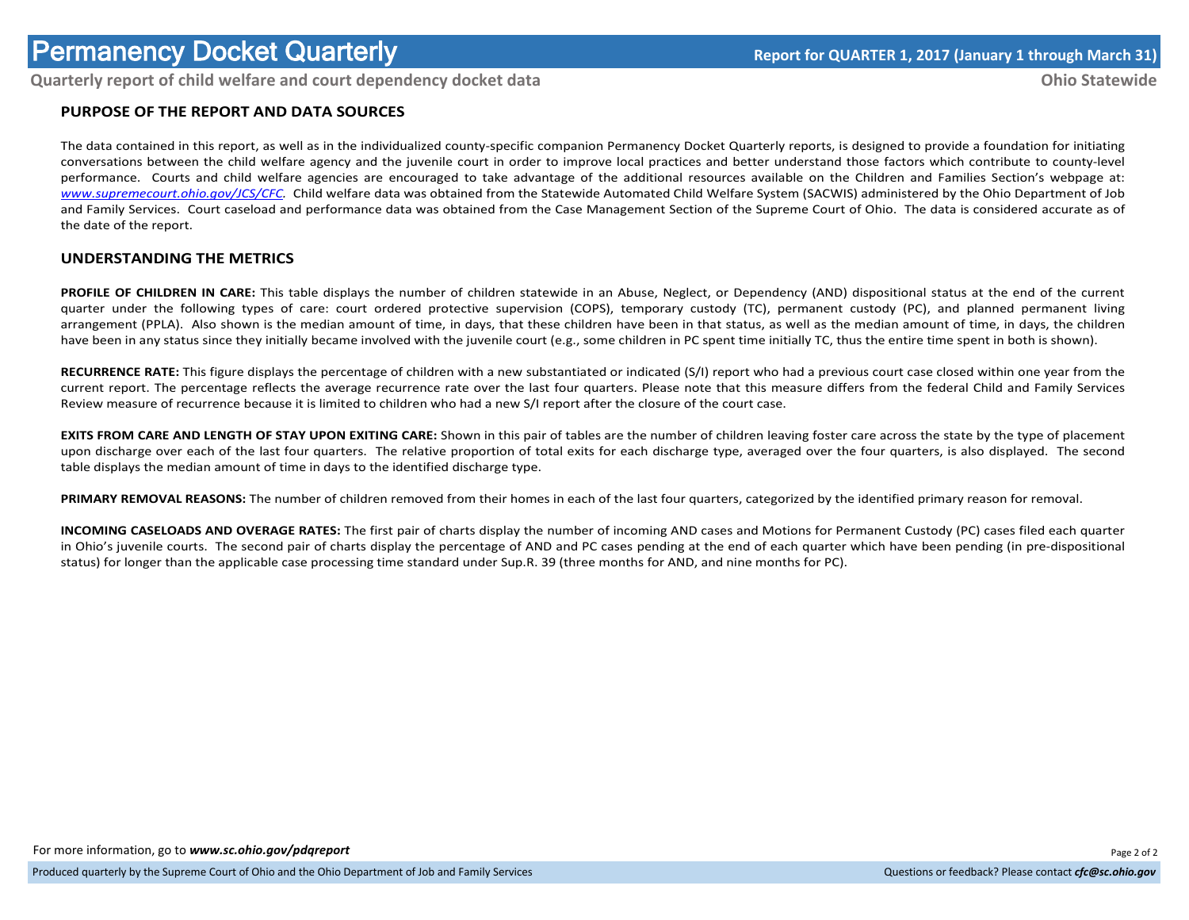## PURPOSE OF THE REPORT AND DATA SOURCES

The data contained in this report, as well as in the individualized county-specific companion Permanency Docket Quarterly reports, is designed to provide a foundation for initiating conversations between the child welfare agency and the juvenile court in order to improve local practices and better understand those factors which contribute to county-level performance. Courts and child welfare agencies are encouraged to take advantage of the additional resources available on the Children and Families Section's webpage at: *www.supremecourt.ohio.gov/JCS/CFC*. Child welfare data was obtained from the Statewide Automated Child Welfare System (SACWIS) administered by the Ohio Department of Job and Family Services. Court caseload and performance data was obtained from the Case Management Section of the Supreme Court of Ohio. The data is considered accurate as of the date of the report.

## UNDERSTANDING THE METRICS

**PROFILE OF CHILDREN IN CARE:** This table displays the number of children statewide in an Abuse, Neglect, or Dependency (AND) dispositional status at the end of the current quarter under the following types of care: court ordered protective supervision (COPS), temporary custody (TC), permanent custody (PC), and planned permanent living arrangement (PPLA). Also shown is the median amount of time, in days, that these children have been in that status, as well as the median amount of time, in days, the children have been in any status since they initially became involved with the juvenile court (e.g., some children in PC spent time initially TC, thus the entire time spent in both is shown).

**RECURRENCE RATE:** This figure displays the percentage of children with a new substantiated or indicated (S/I) report who had a previous court case closed within one year from the current report. The percentage reflects the average recurrence rate over the last four quarters. Please note that this measure differs from the federal Child and Family Services Review measure of recurrence because it is limited to children who had a new S/I report after the closure of the court case.

**EXITS FROM CARE AND LENGTH OF STAY UPON EXITING CARE:** Shown in this pair of tables are the number of children leaving foster care across the state by the type of placement upon discharge over each of the last four quarters. The relative proportion of total exits for each discharge type, averaged over the four quarters, is also displayed. The second table displays the median amount of time in days to the identified discharge type.

**PRIMARY REMOVAL REASONS:** The number of children removed from their homes in each of the last four quarters, categorized by the identified primary reason for removal.

**INCOMING CASELOADS AND OVERAGE RATES:** The first pair of charts display the number of incoming AND cases and Motions for Permanent Custody (PC) cases filed each quarter in Ohio's juvenile courts. The second pair of charts display the percentage of AND and PC cases pending at the end of each quarter which have been pending (in pre-dispositional status) for longer than the applicable case processing time standard under Sup.R. 39 (three months for AND, and nine months for PC).

For more information, go to ***www.sc.ohio.gov/pdqreport***